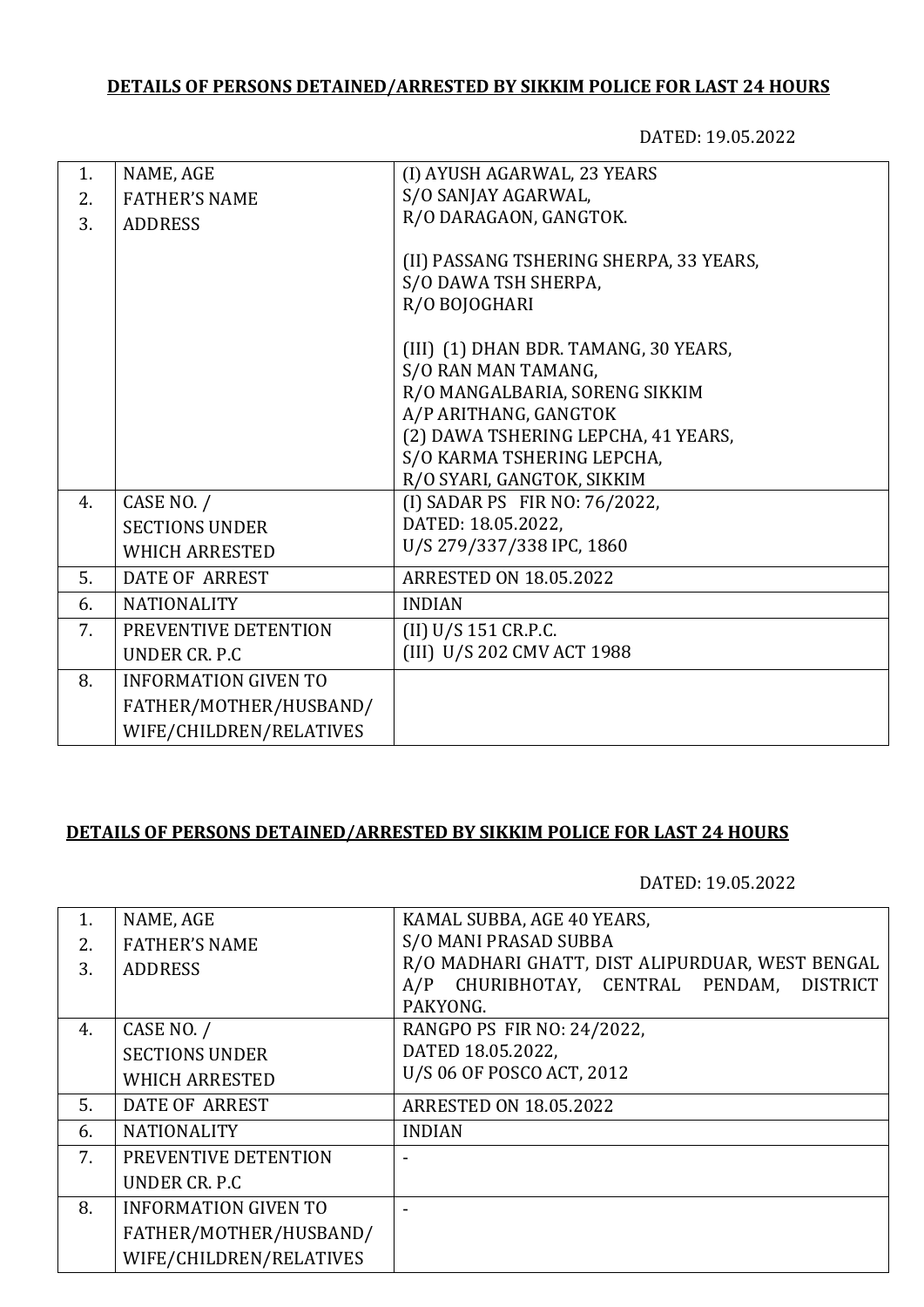## DETAILS OF PERSONS DETAINED/ARRESTED BY SIKKIM POLICE FOR LAST 24 HOURS

DATED: 19.05.2022

| | | |
|---|---|---|
| 1.<br>2.<br>3. | NAME, AGE<br>FATHER'S NAME<br>ADDRESS | (I) AYUSH AGARWAL, 23 YEARS<br>S/O SANJAY AGARWAL,<br>R/O DARAGAON, GANGTOK.<br><br>(II) PASSANG TSHERING SHERPA, 33 YEARS,<br>S/O DAWA TSH SHERPA,<br>R/O BOJOGHARI<br><br>(III) (1) DHAN BDR. TAMANG, 30 YEARS,<br>S/O RAN MAN TAMANG,<br>R/O MANGALBARIA, SORENG SIKKIM<br>A/P ARITHANG, GANGTOK<br>(2) DAWA TSHERING LEPCHA, 41 YEARS,<br>S/O KARMA TSHERING LEPCHA,<br>R/O SYARI, GANGTOK, SIKKIM |
| 4. | CASE NO. /<br>SECTIONS UNDER<br>WHICH ARRESTED | (I) SADAR PS FIR NO: 76/2022,<br>DATED: 18.05.2022,<br>U/S 279/337/338 IPC, 1860 |
| 5. | DATE OF ARREST | ARRESTED ON 18.05.2022 |
| 6. | NATIONALITY | INDIAN |
| 7. | PREVENTIVE DETENTION<br>UNDER CR. P.C | (II) U/S 151 CR.P.C.<br>(III) U/S 202 CMV ACT 1988 |
| 8. | INFORMATION GIVEN TO<br>FATHER/MOTHER/HUSBAND/<br>WIFE/CHILDREN/RELATIVES | |

## DETAILS OF PERSONS DETAINED/ARRESTED BY SIKKIM POLICE FOR LAST 24 HOURS

DATED: 19.05.2022

| | | |
|---|---|---|
| 1.<br>2.<br>3. | NAME, AGE<br>FATHER'S NAME<br>ADDRESS | KAMAL SUBBA, AGE 40 YEARS,<br>S/O MANI PRASAD SUBBA<br>R/O MADHARI GHATT, DIST ALIPURDUAR, WEST BENGAL<br>A/P CHURIBHOTAY, CENTRAL PENDAM, DISTRICT PAKYONG. |
| 4. | CASE NO. /<br>SECTIONS UNDER<br>WHICH ARRESTED | RANGPO PS FIR NO: 24/2022,<br>DATED 18.05.2022,<br>U/S 06 OF POSCO ACT, 2012 |
| 5. | DATE OF ARREST | ARRESTED ON 18.05.2022 |
| 6. | NATIONALITY | INDIAN |
| 7. | PREVENTIVE DETENTION<br>UNDER CR. P.C | - |
| 8. | INFORMATION GIVEN TO<br>FATHER/MOTHER/HUSBAND/<br>WIFE/CHILDREN/RELATIVES | - |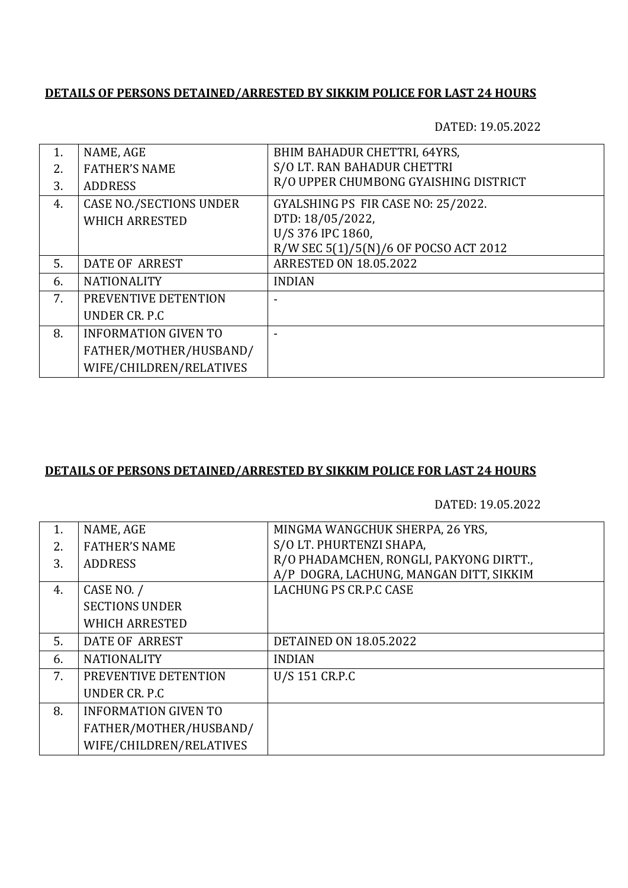**DETAILS OF PERSONS DETAINED/ARRESTED BY SIKKIM POLICE FOR LAST 24 HOURS**

DATED: 19.05.2022

| | | |
|---|---|---|
| 1.<br>2.<br>3. | NAME, AGE<br>FATHER'S NAME<br>ADDRESS | BHIM BAHADUR CHETTRI, 64YRS,<br>S/O LT. RAN BAHADUR CHETTRI<br>R/O UPPER CHUMBONG GYAISHING DISTRICT |
| 4. | CASE NO./SECTIONS UNDER WHICH ARRESTED | GYALSHING PS FIR CASE NO: 25/2022.<br>DTD: 18/05/2022,<br>U/S 376 IPC 1860,<br>R/W SEC 5(1)/5(N)/6 OF POCSO ACT 2012 |
| 5. | DATE OF ARREST | ARRESTED ON 18.05.2022 |
| 6. | NATIONALITY | INDIAN |
| 7. | PREVENTIVE DETENTION UNDER CR. P.C | - |
| 8. | INFORMATION GIVEN TO FATHER/MOTHER/HUSBAND/ WIFE/CHILDREN/RELATIVES | - |

**DETAILS OF PERSONS DETAINED/ARRESTED BY SIKKIM POLICE FOR LAST 24 HOURS**

DATED: 19.05.2022

| | | |
|---|---|---|
| 1.<br>2.<br>3. | NAME, AGE<br>FATHER'S NAME<br>ADDRESS | MINGMA WANGCHUK SHERPA, 26 YRS,<br>S/O LT. PHURTENZI SHAPA,<br>R/O PHADAMCHEN, RONGLI, PAKYONG DIRTT.,<br>A/P DOGRA, LACHUNG, MANGAN DITT, SIKKIM |
| 4. | CASE NO. /<br>SECTIONS UNDER<br>WHICH ARRESTED | LACHUNG PS CR.P.C CASE |
| 5. | DATE OF ARREST | DETAINED ON 18.05.2022 |
| 6. | NATIONALITY | INDIAN |
| 7. | PREVENTIVE DETENTION UNDER CR. P.C | U/S 151 CR.P.C |
| 8. | INFORMATION GIVEN TO FATHER/MOTHER/HUSBAND/ WIFE/CHILDREN/RELATIVES | |